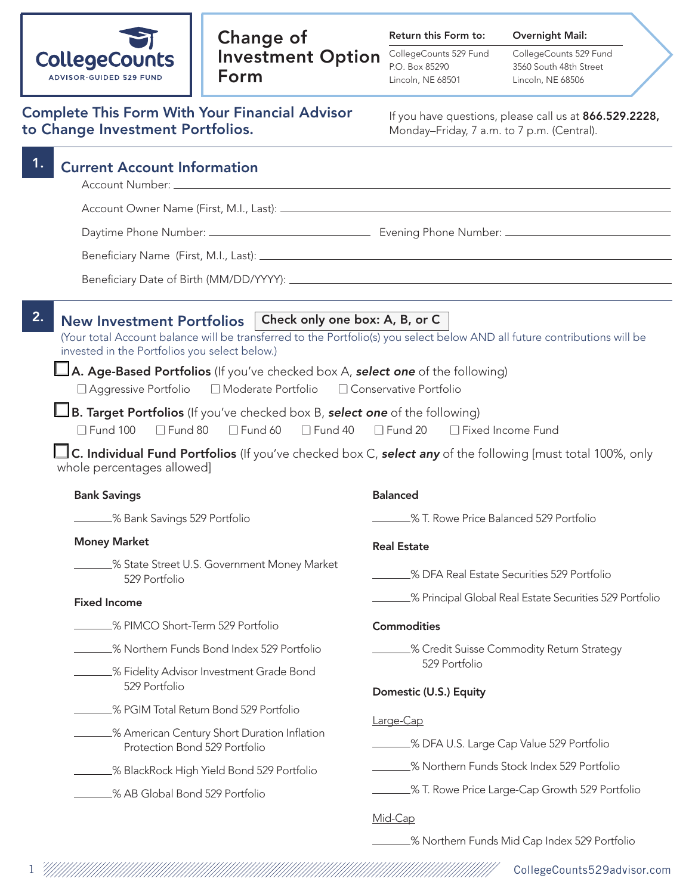**CollegeCounts**
ADVISOR-GUIDED 529 FUND

# Change of Investment Option Form

**Return this Form to:**
CollegeCounts 529 Fund
P.O. Box 85290
Lincoln, NE 68501

**Overnight Mail:**
CollegeCounts 529 Fund
3560 South 48th Street
Lincoln, NE 68506

## Complete This Form With Your Financial Advisor to Change Investment Portfolios.

If you have questions, please call us at **866.529.2228,** Monday–Friday, 7 a.m. to 7 p.m. (Central).

## 1. Current Account Information

Account Number: ______________________________

Account Owner Name (First, M.I., Last): ______________________________

Daytime Phone Number: ______________________________ Evening Phone Number: ______________________________

Beneficiary Name (First, M.I., Last): ______________________________

Beneficiary Date of Birth (MM/DD/YYYY): ______________________________

## 2. New Investment Portfolios

**Check only one box: A, B, or C**

(Your total Account balance will be transferred to the Portfolio(s) you select below AND all future contributions will be invested in the Portfolios you select below.)

☐ **A. Age-Based Portfolios** (If you've checked box A, ***select one*** of the following)

☐ Aggressive Portfolio ☐ Moderate Portfolio ☐ Conservative Portfolio

☐ **B. Target Portfolios** (If you've checked box B, ***select one*** of the following)

☐ Fund 100 ☐ Fund 80 ☐ Fund 60 ☐ Fund 40 ☐ Fund 20 ☐ Fixed Income Fund

☐ **C. Individual Fund Portfolios** (If you've checked box C, ***select any*** of the following [must total 100%, only whole percentages allowed]

**Bank Savings**

_______% Bank Savings 529 Portfolio

**Money Market**

_______% State Street U.S. Government Money Market 529 Portfolio

**Fixed Income**

_______% PIMCO Short-Term 529 Portfolio

_______% Northern Funds Bond Index 529 Portfolio

_______% Fidelity Advisor Investment Grade Bond 529 Portfolio

_______% PGIM Total Return Bond 529 Portfolio

_______% American Century Short Duration Inflation Protection Bond 529 Portfolio

_______% BlackRock High Yield Bond 529 Portfolio

_______% AB Global Bond 529 Portfolio

**Balanced**

_______% T. Rowe Price Balanced 529 Portfolio

**Real Estate**

_______% DFA Real Estate Securities 529 Portfolio

_______% Principal Global Real Estate Securities 529 Portfolio

**Commodities**

_______% Credit Suisse Commodity Return Strategy 529 Portfolio

**Domestic (U.S.) Equity**

Large-Cap

_______% DFA U.S. Large Cap Value 529 Portfolio

_______% Northern Funds Stock Index 529 Portfolio

_______% T. Rowe Price Large-Cap Growth 529 Portfolio

Mid-Cap

_______% Northern Funds Mid Cap Index 529 Portfolio

CollegeCounts529advisor.com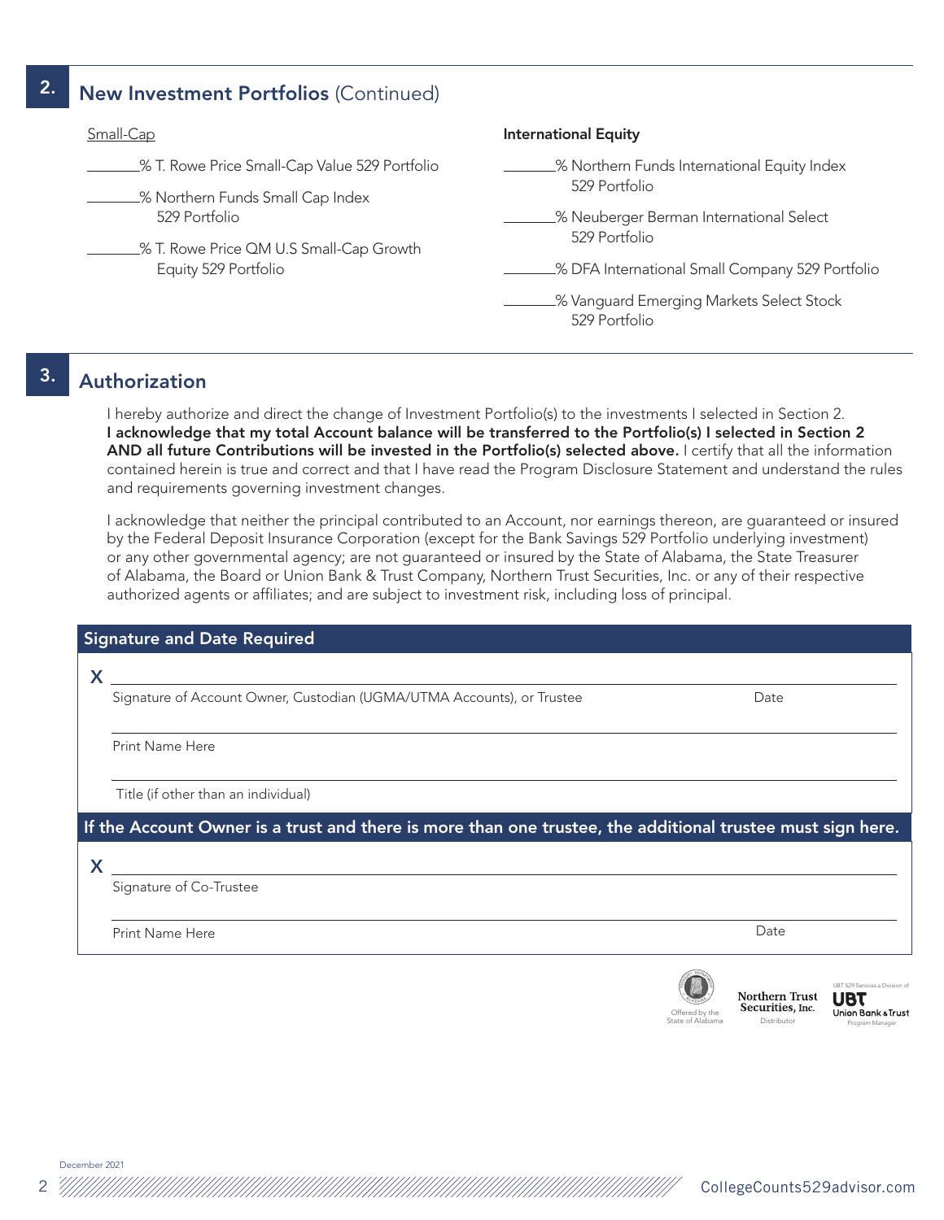## 2. New Investment Portfolios (Continued)

Small-Cap

_______% T. Rowe Price Small-Cap Value 529 Portfolio

_______% Northern Funds Small Cap Index 529 Portfolio

_______% T. Rowe Price QM U.S Small-Cap Growth Equity 529 Portfolio

**International Equity**

_______% Northern Funds International Equity Index 529 Portfolio

_______% Neuberger Berman International Select 529 Portfolio

_______% DFA International Small Company 529 Portfolio

_______% Vanguard Emerging Markets Select Stock 529 Portfolio

## 3. Authorization

I hereby authorize and direct the change of Investment Portfolio(s) to the investments I selected in Section 2. **I acknowledge that my total Account balance will be transferred to the Portfolio(s) I selected in Section 2 AND all future Contributions will be invested in the Portfolio(s) selected above.** I certify that all the information contained herein is true and correct and that I have read the Program Disclosure Statement and understand the rules and requirements governing investment changes.

I acknowledge that neither the principal contributed to an Account, nor earnings thereon, are guaranteed or insured by the Federal Deposit Insurance Corporation (except for the Bank Savings 529 Portfolio underlying investment) or any other governmental agency; are not guaranteed or insured by the State of Alabama, the State Treasurer of Alabama, the Board or Union Bank & Trust Company, Northern Trust Securities, Inc. or any of their respective authorized agents or affiliates; and are subject to investment risk, including loss of principal.

**Signature and Date Required**

X ____________________________________________

Signature of Account Owner, Custodian (UGMA/UTMA Accounts), or Trustee          Date

____________________________________________

Print Name Here

____________________________________________

Title (if other than an individual)

**If the Account Owner is a trust and there is more than one trustee, the additional trustee must sign here.**

X ____________________________________________

Signature of Co-Trustee

____________________________________________

Print Name Here          Date

Offered by the State of Alabama

Northern Trust Securities, Inc. Distributor

UBT 529 Services a Division of UBT Union Bank & Trust Program Manager

December 2021

CollegeCounts529advisor.com